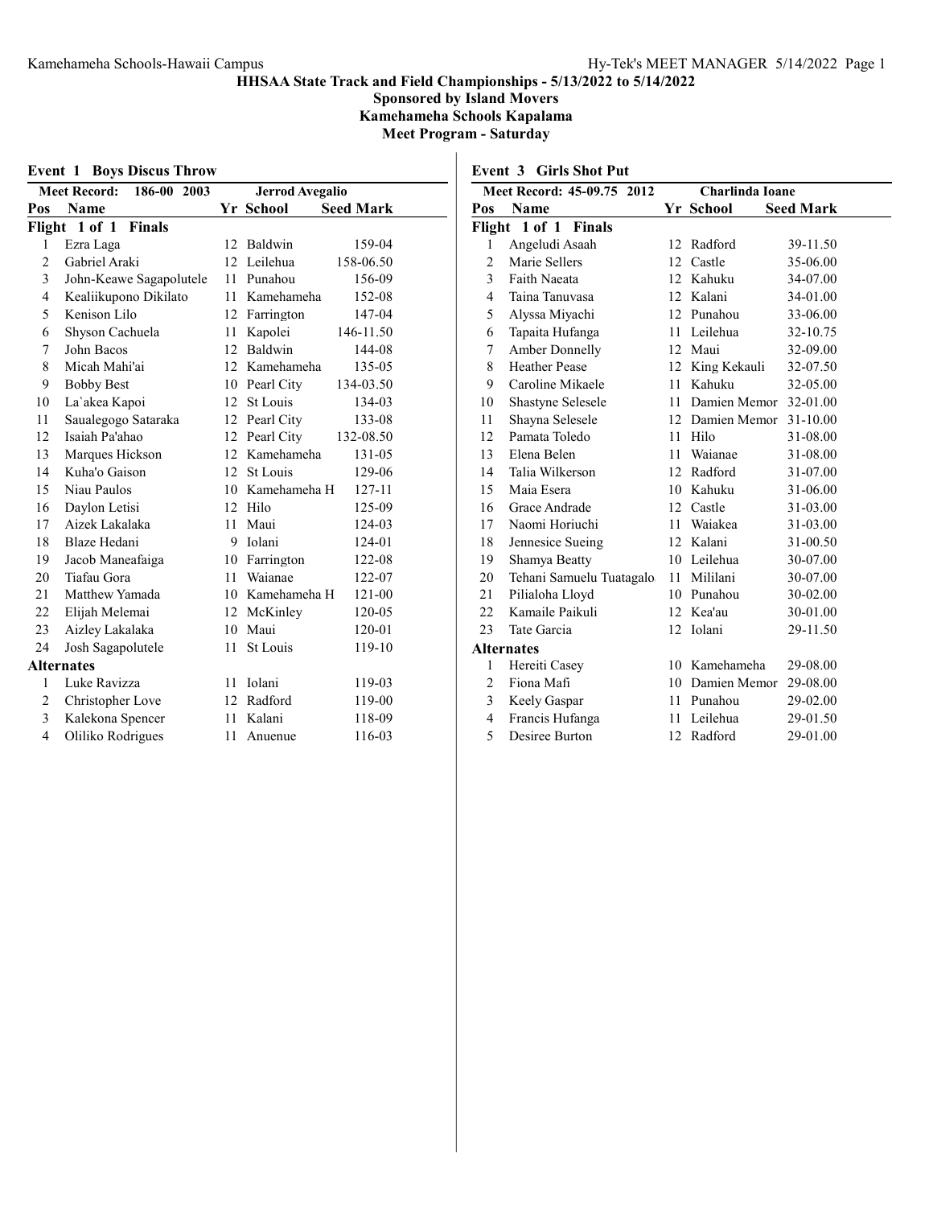# HHSAA State Track and Field Championships - 5/13/2022 to 5/14/2022

**Sponsored by Island Movers**

**Kamehameha Schools Kapalama**

**Meet Program - Saturday**

## Event 1 Boys Discus Throw

Meet Record: 186-00 2003 Jerrod Avegalio

| Pos | Name | Yr | School | Seed Mark |
|---|---|---|---|---|
| **Flight 1 of 1 Finals** | | | | |
| 1 | Ezra Laga | 12 | Baldwin | 159-04 |
| 2 | Gabriel Araki | 12 | Leilehua | 158-06.50 |
| 3 | John-Keawe Sagapolutele | 11 | Punahou | 156-09 |
| 4 | Kealiikupono Dikilato | 11 | Kamehameha | 152-08 |
| 5 | Kenison Lilo | 12 | Farrington | 147-04 |
| 6 | Shyson Cachuela | 11 | Kapolei | 146-11.50 |
| 7 | John Bacos | 12 | Baldwin | 144-08 |
| 8 | Micah Mahi'ai | 12 | Kamehameha | 135-05 |
| 9 | Bobby Best | 10 | Pearl City | 134-03.50 |
| 10 | La`akea Kapoi | 12 | St Louis | 134-03 |
| 11 | Saualegogo Sataraka | 12 | Pearl City | 133-08 |
| 12 | Isaiah Pa'ahao | 12 | Pearl City | 132-08.50 |
| 13 | Marques Hickson | 12 | Kamehameha | 131-05 |
| 14 | Kuha'o Gaison | 12 | St Louis | 129-06 |
| 15 | Niau Paulos | 10 | Kamehameha H | 127-11 |
| 16 | Daylon Letisi | 12 | Hilo | 125-09 |
| 17 | Aizek Lakalaka | 11 | Maui | 124-03 |
| 18 | Blaze Hedani | 9 | Iolani | 124-01 |
| 19 | Jacob Maneafaiga | 10 | Farrington | 122-08 |
| 20 | Tiafau Gora | 11 | Waianae | 122-07 |
| 21 | Matthew Yamada | 10 | Kamehameha H | 121-00 |
| 22 | Elijah Melemai | 12 | McKinley | 120-05 |
| 23 | Aizley Lakalaka | 10 | Maui | 120-01 |
| 24 | Josh Sagapolutele | 11 | St Louis | 119-10 |
| **Alternates** | | | | |
| 1 | Luke Ravizza | 11 | Iolani | 119-03 |
| 2 | Christopher Love | 12 | Radford | 119-00 |
| 3 | Kalekona Spencer | 11 | Kalani | 118-09 |
| 4 | Ololiko Rodrigues | 11 | Anuenue | 116-03 |

## Event 3 Girls Shot Put

Meet Record: 45-09.75 2012 Charlinda Ioane

| Pos | Name | Yr | School | Seed Mark |
|---|---|---|---|---|
| **Flight 1 of 1 Finals** | | | | |
| 1 | Angeludi Asaah | 12 | Radford | 39-11.50 |
| 2 | Marie Sellers | 12 | Castle | 35-06.00 |
| 3 | Faith Naeata | 12 | Kahuku | 34-07.00 |
| 4 | Taina Tanuvasa | 12 | Kalani | 34-01.00 |
| 5 | Alyssa Miyachi | 12 | Punahou | 33-06.00 |
| 6 | Tapaita Hufanga | 11 | Leilehua | 32-10.75 |
| 7 | Amber Donnelly | 12 | Maui | 32-09.00 |
| 8 | Heather Pease | 12 | King Kekauli | 32-07.50 |
| 9 | Caroline Mikaele | 11 | Kahuku | 32-05.00 |
| 10 | Shastyne Selesele | 11 | Damien Memor | 32-01.00 |
| 11 | Shayna Selesele | 12 | Damien Memor | 31-10.00 |
| 12 | Pamata Toledo | 11 | Hilo | 31-08.00 |
| 13 | Elena Belen | 11 | Waianae | 31-08.00 |
| 14 | Talia Wilkerson | 12 | Radford | 31-07.00 |
| 15 | Maia Esera | 10 | Kahuku | 31-06.00 |
| 16 | Grace Andrade | 12 | Castle | 31-03.00 |
| 17 | Naomi Horiuchi | 11 | Waiakea | 31-03.00 |
| 18 | Jennesice Sueing | 12 | Kalani | 31-00.50 |
| 19 | Shamya Beatty | 10 | Leilehua | 30-07.00 |
| 20 | Tehani Samuelu Tuatagalo | 11 | Mililani | 30-07.00 |
| 21 | Pilialoha Lloyd | 10 | Punahou | 30-02.00 |
| 22 | Kamaile Paikuli | 12 | Kea'au | 30-01.00 |
| 23 | Tate Garcia | 12 | Iolani | 29-11.50 |
| **Alternates** | | | | |
| 1 | Hereiti Casey | 10 | Kamehameha | 29-08.00 |
| 2 | Fiona Mafi | 10 | Damien Memor | 29-08.00 |
| 3 | Keely Gaspar | 11 | Punahou | 29-02.00 |
| 4 | Francis Hufanga | 11 | Leilehua | 29-01.50 |
| 5 | Desiree Burton | 12 | Radford | 29-01.00 |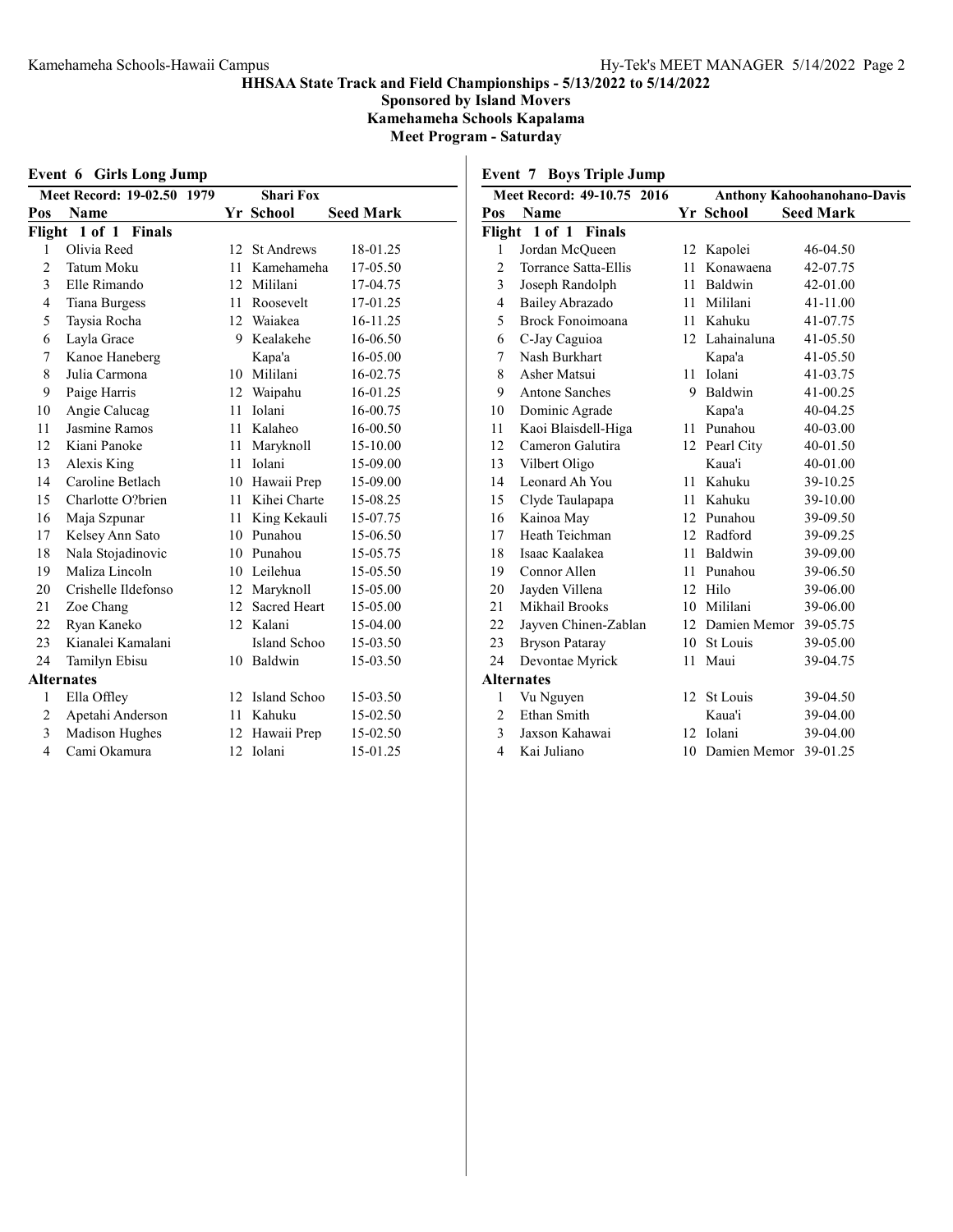# HHSAA State Track and Field Championships - 5/13/2022 to 5/14/2022

**Sponsored by Island Movers**

**Kamehameha Schools Kapalama**

**Meet Program - Saturday**

## Event 6 Girls Long Jump

**Meet Record: 19-02.50 1979 — Shari Fox**

| Pos | Name | Yr | School | Seed Mark |
|---|---|---|---|---|
| **Flight 1 of 1 Finals** | | | | |
| 1 | Olivia Reed | 12 | St Andrews | 18-01.25 |
| 2 | Tatum Moku | 11 | Kamehameha | 17-05.50 |
| 3 | Elle Rimando | 12 | Mililani | 17-04.75 |
| 4 | Tiana Burgess | 11 | Roosevelt | 17-01.25 |
| 5 | Taysia Rocha | 12 | Waiakea | 16-11.25 |
| 6 | Layla Grace | 9 | Kealakehe | 16-06.50 |
| 7 | Kanoe Haneberg | | Kapa'a | 16-05.00 |
| 8 | Julia Carmona | 10 | Mililani | 16-02.75 |
| 9 | Paige Harris | 12 | Waipahu | 16-01.25 |
| 10 | Angie Calucag | 11 | Iolani | 16-00.75 |
| 11 | Jasmine Ramos | 11 | Kalaheo | 16-00.50 |
| 12 | Kiani Panoke | 11 | Maryknoll | 15-10.00 |
| 13 | Alexis King | 11 | Iolani | 15-09.00 |
| 14 | Caroline Betlach | 10 | Hawaii Prep | 15-09.00 |
| 15 | Charlotte O?brien | 11 | Kihei Charte | 15-08.25 |
| 16 | Maja Szpunar | 11 | King Kekauli | 15-07.75 |
| 17 | Kelsey Ann Sato | 10 | Punahou | 15-06.50 |
| 18 | Nala Stojadinovic | 10 | Punahou | 15-05.75 |
| 19 | Maliza Lincoln | 10 | Leilehua | 15-05.50 |
| 20 | Crishelle Ildefonso | 12 | Maryknoll | 15-05.00 |
| 21 | Zoe Chang | 12 | Sacred Heart | 15-05.00 |
| 22 | Ryan Kaneko | 12 | Kalani | 15-04.00 |
| 23 | Kianalei Kamalani | | Island Schoo | 15-03.50 |
| 24 | Tamilyn Ebisu | 10 | Baldwin | 15-03.50 |
| **Alternates** | | | | |
| 1 | Ella Offley | 12 | Island Schoo | 15-03.50 |
| 2 | Apetahi Anderson | 11 | Kahuku | 15-02.50 |
| 3 | Madison Hughes | 12 | Hawaii Prep | 15-02.50 |
| 4 | Cami Okamura | 12 | Iolani | 15-01.25 |

## Event 7 Boys Triple Jump

**Meet Record: 49-10.75 2016 — Anthony Kahoohanohano-Davis**

| Pos | Name | Yr | School | Seed Mark |
|---|---|---|---|---|
| **Flight 1 of 1 Finals** | | | | |
| 1 | Jordan McQueen | 12 | Kapolei | 46-04.50 |
| 2 | Torrance Satta-Ellis | 11 | Konawaena | 42-07.75 |
| 3 | Joseph Randolph | 11 | Baldwin | 42-01.00 |
| 4 | Bailey Abrazado | 11 | Mililani | 41-11.00 |
| 5 | Brock Fonoimoana | 11 | Kahuku | 41-07.75 |
| 6 | C-Jay Caguioa | 12 | Lahainaluna | 41-05.50 |
| 7 | Nash Burkhart | | Kapa'a | 41-05.50 |
| 8 | Asher Matsui | 11 | Iolani | 41-03.75 |
| 9 | Antone Sanches | 9 | Baldwin | 41-00.25 |
| 10 | Dominic Agrade | | Kapa'a | 40-04.25 |
| 11 | Kaoi Blaisdell-Higa | 11 | Punahou | 40-03.00 |
| 12 | Cameron Galutira | 12 | Pearl City | 40-01.50 |
| 13 | Vilbert Oligo | | Kaua'i | 40-01.00 |
| 14 | Leonard Ah You | 11 | Kahuku | 39-10.25 |
| 15 | Clyde Taulapapa | 11 | Kahuku | 39-10.00 |
| 16 | Kainoa May | 12 | Punahou | 39-09.50 |
| 17 | Heath Teichman | 12 | Radford | 39-09.25 |
| 18 | Isaac Kaalakea | 11 | Baldwin | 39-09.00 |
| 19 | Connor Allen | 11 | Punahou | 39-06.50 |
| 20 | Jayden Villena | 12 | Hilo | 39-06.00 |
| 21 | Mikhail Brooks | 10 | Mililani | 39-06.00 |
| 22 | Jayven Chinen-Zablan | 12 | Damien Memor | 39-05.75 |
| 23 | Bryson Pataray | 10 | St Louis | 39-05.00 |
| 24 | Devontae Myrick | 11 | Maui | 39-04.75 |
| **Alternates** | | | | |
| 1 | Vu Nguyen | 12 | St Louis | 39-04.50 |
| 2 | Ethan Smith | | Kaua'i | 39-04.00 |
| 3 | Jaxson Kahawai | 12 | Iolani | 39-04.00 |
| 4 | Kai Juliano | 10 | Damien Memor | 39-01.25 |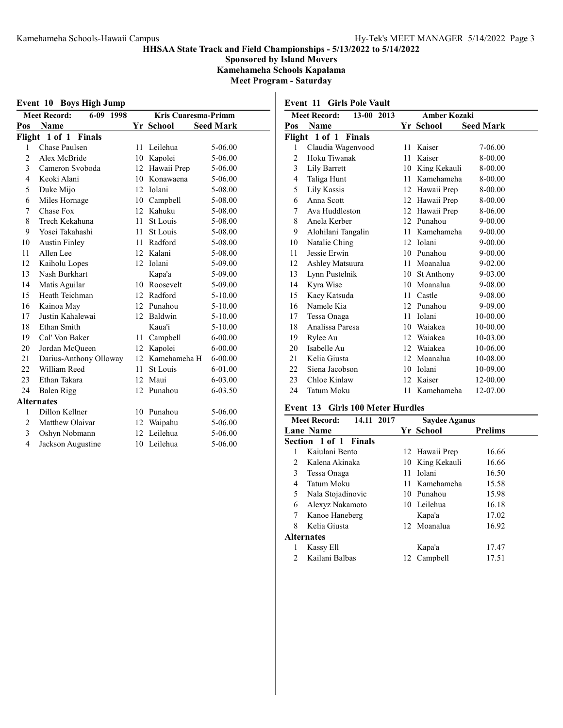# HHSAA State Track and Field Championships - 5/13/2022 to 5/14/2022

**Sponsored by Island Movers**

**Kamehameha Schools Kapalama**

**Meet Program - Saturday**

## Event 10 Boys High Jump

**Meet Record:** 6-09 1998 Kris Cuaresma-Primm

| Pos | Name | Yr | School | Seed Mark |
|---|---|---|---|---|
| **Flight 1 of 1 Finals** | | | | |
| 1 | Chase Paulsen | 11 | Leilehua | 5-06.00 |
| 2 | Alex McBride | 10 | Kapolei | 5-06.00 |
| 3 | Cameron Svoboda | 12 | Hawaii Prep | 5-06.00 |
| 4 | Keoki Alani | 10 | Konawaena | 5-06.00 |
| 5 | Duke Mijo | 12 | Iolani | 5-08.00 |
| 6 | Miles Hornage | 10 | Campbell | 5-08.00 |
| 7 | Chase Fox | 12 | Kahuku | 5-08.00 |
| 8 | Trech Kekahuna | 11 | St Louis | 5-08.00 |
| 9 | Yosei Takahashi | 11 | St Louis | 5-08.00 |
| 10 | Austin Finley | 11 | Radford | 5-08.00 |
| 11 | Allen Lee | 12 | Kalani | 5-08.00 |
| 12 | Kaiholu Lopes | 12 | Iolani | 5-09.00 |
| 13 | Nash Burkhart | | Kapa'a | 5-09.00 |
| 14 | Matis Aguilar | 10 | Roosevelt | 5-09.00 |
| 15 | Heath Teichman | 12 | Radford | 5-10.00 |
| 16 | Kainoa May | 12 | Punahou | 5-10.00 |
| 17 | Justin Kahalewai | 12 | Baldwin | 5-10.00 |
| 18 | Ethan Smith | | Kaua'i | 5-10.00 |
| 19 | Cal' Von Baker | 11 | Campbell | 6-00.00 |
| 20 | Jordan McQueen | 12 | Kapolei | 6-00.00 |
| 21 | Darius-Anthony Olloway | 12 | Kamehameha H | 6-00.00 |
| 22 | William Reed | 11 | St Louis | 6-01.00 |
| 23 | Ethan Takara | 12 | Maui | 6-03.00 |
| 24 | Balen Rigg | 12 | Punahou | 6-03.50 |
| **Alternates** | | | | |
| 1 | Dillon Kellner | 10 | Punahou | 5-06.00 |
| 2 | Matthew Olaivar | 12 | Waipahu | 5-06.00 |
| 3 | Oshyn Nobmann | 12 | Leilehua | 5-06.00 |
| 4 | Jackson Augustine | 10 | Leilehua | 5-06.00 |

## Event 11 Girls Pole Vault

**Meet Record:** 13-00 2013 Amber Kozaki

| Pos | Name | Yr | School | Seed Mark |
|---|---|---|---|---|
| **Flight 1 of 1 Finals** | | | | |
| 1 | Claudia Wagenvood | 11 | Kaiser | 7-06.00 |
| 2 | Hoku Tiwanak | 11 | Kaiser | 8-00.00 |
| 3 | Lily Barrett | 10 | King Kekauli | 8-00.00 |
| 4 | Taliga Hunt | 11 | Kamehameha | 8-00.00 |
| 5 | Lily Kassis | 12 | Hawaii Prep | 8-00.00 |
| 6 | Anna Scott | 12 | Hawaii Prep | 8-00.00 |
| 7 | Ava Huddleston | 12 | Hawaii Prep | 8-06.00 |
| 8 | Anela Kerber | 12 | Punahou | 9-00.00 |
| 9 | Alohilani Tangalin | 11 | Kamehameha | 9-00.00 |
| 10 | Natalie Ching | 12 | Iolani | 9-00.00 |
| 11 | Jessie Erwin | 10 | Punahou | 9-00.00 |
| 12 | Ashley Matsuura | 11 | Moanalua | 9-02.00 |
| 13 | Lynn Pustelnik | 10 | St Anthony | 9-03.00 |
| 14 | Kyra Wise | 10 | Moanalua | 9-08.00 |
| 15 | Kacy Katsuda | 11 | Castle | 9-08.00 |
| 16 | Namele Kia | 12 | Punahou | 9-09.00 |
| 17 | Tessa Onaga | 11 | Iolani | 10-00.00 |
| 18 | Analissa Paresa | 10 | Waiakea | 10-00.00 |
| 19 | Rylee Au | 12 | Waiakea | 10-03.00 |
| 20 | Isabelle Au | 12 | Waiakea | 10-06.00 |
| 21 | Kelia Giusta | 12 | Moanalua | 10-08.00 |
| 22 | Siena Jacobson | 10 | Iolani | 10-09.00 |
| 23 | Chloe Kinlaw | 12 | Kaiser | 12-00.00 |
| 24 | Tatum Moku | 11 | Kamehameha | 12-07.00 |

## Event 13 Girls 100 Meter Hurdles

**Meet Record:** 14.11 2017 Saydee Aganus

| Lane | Name | Yr | School | Prelims |
|---|---|---|---|---|
| **Section 1 of 1 Finals** | | | | |
| 1 | Kaiulani Bento | 12 | Hawaii Prep | 16.66 |
| 2 | Kalena Akinaka | 10 | King Kekauli | 16.66 |
| 3 | Tessa Onaga | 11 | Iolani | 16.50 |
| 4 | Tatum Moku | 11 | Kamehameha | 15.58 |
| 5 | Nala Stojadinovic | 10 | Punahou | 15.98 |
| 6 | Alexyz Nakamoto | 10 | Leilehua | 16.18 |
| 7 | Kanoe Haneberg | | Kapa'a | 17.02 |
| 8 | Kelia Giusta | 12 | Moanalua | 16.92 |
| **Alternates** | | | | |
| 1 | Kassy Ell | | Kapa'a | 17.47 |
| 2 | Kailani Balbas | 12 | Campbell | 17.51 |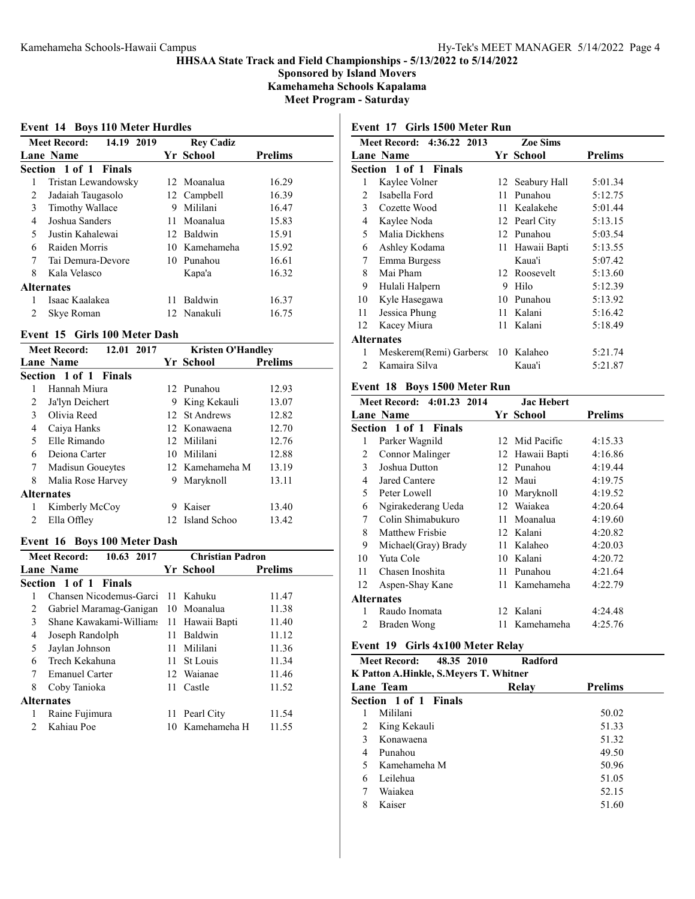## HHSAA State Track and Field Championships - 5/13/2022 to 5/14/2022

**Sponsored by Island Movers**

**Kamehameha Schools Kapalama**

**Meet Program - Saturday**

### Event 14 Boys 110 Meter Hurdles

Meet Record: 14.19 2019 Rey Cadiz

| Lane | Name | Yr | School | Prelims |
|---|---|---|---|---|
| **Section 1 of 1 Finals** | | | | |
| 1 | Tristan Lewandowsky | 12 | Moanalua | 16.29 |
| 2 | Jadaiah Taugasolo | 12 | Campbell | 16.39 |
| 3 | Timothy Wallace | 9 | Mililani | 16.47 |
| 4 | Joshua Sanders | 11 | Moanalua | 15.83 |
| 5 | Justin Kahalewai | 12 | Baldwin | 15.91 |
| 6 | Raiden Morris | 10 | Kamehameha | 15.92 |
| 7 | Tai Demura-Devore | 10 | Punahou | 16.61 |
| 8 | Kala Velasco | | Kapa'a | 16.32 |
| **Alternates** | | | | |
| 1 | Isaac Kaalakea | 11 | Baldwin | 16.37 |
| 2 | Skye Roman | 12 | Nanakuli | 16.75 |

### Event 15 Girls 100 Meter Dash

Meet Record: 12.01 2017 Kristen O'Handley

| Lane | Name | Yr | School | Prelims |
|---|---|---|---|---|
| **Section 1 of 1 Finals** | | | | |
| 1 | Hannah Miura | 12 | Punahou | 12.93 |
| 2 | Ja'lyn Deichert | 9 | King Kekauli | 13.07 |
| 3 | Olivia Reed | 12 | St Andrews | 12.82 |
| 4 | Caiya Hanks | 12 | Konawaena | 12.70 |
| 5 | Elle Rimando | 12 | Mililani | 12.76 |
| 6 | Deiona Carter | 10 | Mililani | 12.88 |
| 7 | Madisun Goueytes | 12 | Kamehameha M | 13.19 |
| 8 | Malia Rose Harvey | 9 | Maryknoll | 13.11 |
| **Alternates** | | | | |
| 1 | Kimberly McCoy | 9 | Kaiser | 13.40 |
| 2 | Ella Offley | 12 | Island Schoo | 13.42 |

### Event 16 Boys 100 Meter Dash

Meet Record: 10.63 2017 Christian Padron

| Lane | Name | Yr | School | Prelims |
|---|---|---|---|---|
| **Section 1 of 1 Finals** | | | | |
| 1 | Chansen Nicodemus-Garci | 11 | Kahuku | 11.47 |
| 2 | Gabriel Maramag-Ganigan | 10 | Moanalua | 11.38 |
| 3 | Shane Kawakami-Williams | 11 | Hawaii Bapti | 11.40 |
| 4 | Joseph Randolph | 11 | Baldwin | 11.12 |
| 5 | Jaylan Johnson | 11 | Mililani | 11.36 |
| 6 | Trech Kekahuna | 11 | St Louis | 11.34 |
| 7 | Emanuel Carter | 12 | Waianae | 11.46 |
| 8 | Coby Tanioka | 11 | Castle | 11.52 |
| **Alternates** | | | | |
| 1 | Raine Fujimura | 11 | Pearl City | 11.54 |
| 2 | Kahiau Poe | 10 | Kamehameha H | 11.55 |

### Event 17 Girls 1500 Meter Run

Meet Record: 4:36.22 2013 Zoe Sims

| Lane | Name | Yr | School | Prelims |
|---|---|---|---|---|
| **Section 1 of 1 Finals** | | | | |
| 1 | Kaylee Volner | 12 | Seabury Hall | 5:01.34 |
| 2 | Isabella Ford | 11 | Punahou | 5:12.75 |
| 3 | Cozette Wood | 11 | Kealakehe | 5:01.44 |
| 4 | Kaylee Noda | 12 | Pearl City | 5:13.15 |
| 5 | Malia Dickhens | 12 | Punahou | 5:03.54 |
| 6 | Ashley Kodama | 11 | Hawaii Bapti | 5:13.55 |
| 7 | Emma Burgess | | Kaua'i | 5:07.42 |
| 8 | Mai Pham | 12 | Roosevelt | 5:13.60 |
| 9 | Hulali Halpern | 9 | Hilo | 5:12.39 |
| 10 | Kyle Hasegawa | 10 | Punahou | 5:13.92 |
| 11 | Jessica Phung | 11 | Kalani | 5:16.42 |
| 12 | Kacey Miura | 11 | Kalani | 5:18.49 |
| **Alternates** | | | | |
| 1 | Meskerem(Remi) Garbersc | 10 | Kalaheo | 5:21.74 |
| 2 | Kamaira Silva | | Kaua'i | 5:21.87 |

### Event 18 Boys 1500 Meter Run

Meet Record: 4:01.23 2014 Jac Hebert

| Lane | Name | Yr | School | Prelims |
|---|---|---|---|---|
| **Section 1 of 1 Finals** | | | | |
| 1 | Parker Wagnild | 12 | Mid Pacific | 4:15.33 |
| 2 | Connor Malinger | 12 | Hawaii Bapti | 4:16.86 |
| 3 | Joshua Dutton | 12 | Punahou | 4:19.44 |
| 4 | Jared Cantere | 12 | Maui | 4:19.75 |
| 5 | Peter Lowell | 10 | Maryknoll | 4:19.52 |
| 6 | Ngirakederang Ueda | 12 | Waiakea | 4:20.64 |
| 7 | Colin Shimabukuro | 11 | Moanalua | 4:19.60 |
| 8 | Matthew Frisbie | 12 | Kalani | 4:20.82 |
| 9 | Michael(Gray) Brady | 11 | Kalaheo | 4:20.03 |
| 10 | Yuta Cole | 10 | Kalani | 4:20.72 |
| 11 | Chasen Inoshita | 11 | Punahou | 4:21.64 |
| 12 | Aspen-Shay Kane | 11 | Kamehameha | 4:22.79 |
| **Alternates** | | | | |
| 1 | Raudo Inomata | 12 | Kalani | 4:24.48 |
| 2 | Braden Wong | 11 | Kamehameha | 4:25.76 |

### Event 19 Girls 4x100 Meter Relay

Meet Record: 48.35 2010 Radford

K Patton A.Hinkle, S.Meyers T. Whitner

| Lane | Team | Relay | Prelims |
|---|---|---|---|
| **Section 1 of 1 Finals** | | | |
| 1 | Mililani | | 50.02 |
| 2 | King Kekauli | | 51.33 |
| 3 | Konawaena | | 51.32 |
| 4 | Punahou | | 49.50 |
| 5 | Kamehameha M | | 50.96 |
| 6 | Leilehua | | 51.05 |
| 7 | Waiakea | | 52.15 |
| 8 | Kaiser | | 51.60 |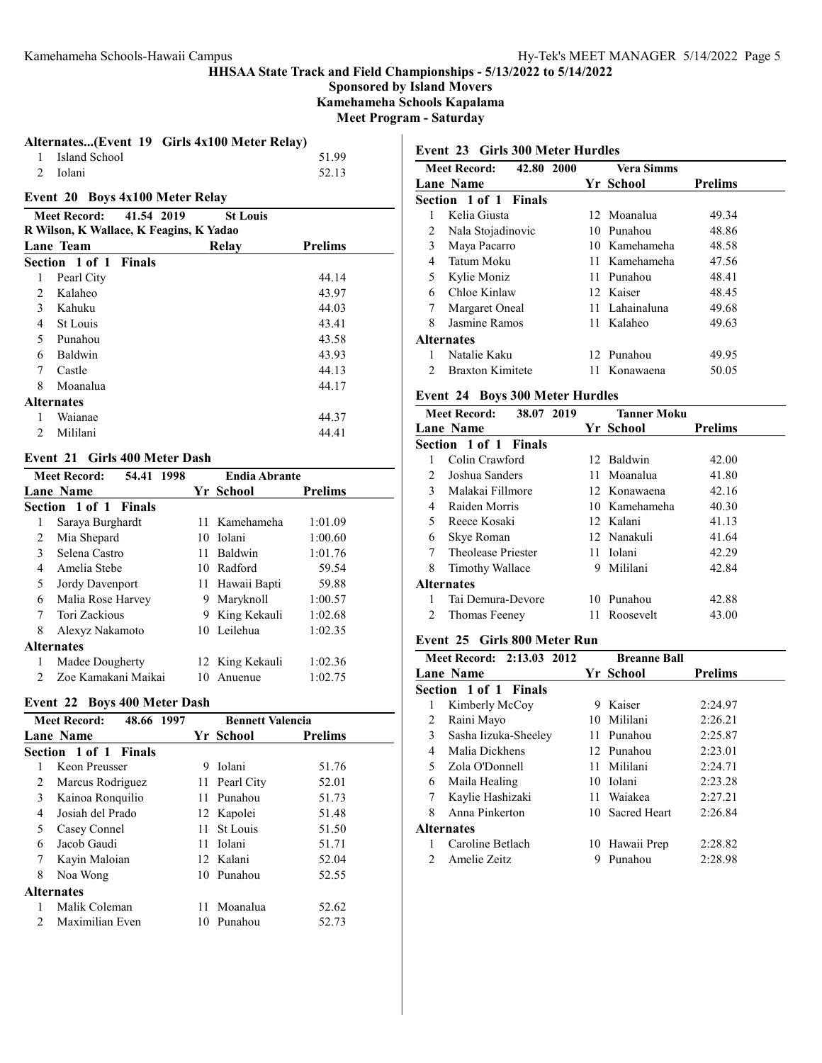HHSAA State Track and Field Championships - 5/13/2022 to 5/14/2022

Sponsored by Island Movers

Kamehameha Schools Kapalama

Meet Program - Saturday

### Alternates...(Event 19 Girls 4x100 Meter Relay)

| | Team | Prelims |
|---|---|---|
| 1 | Island School | 51.99 |
| 2 | Iolani | 52.13 |

### Event 20 Boys 4x100 Meter Relay

Meet Record: 41.54 2019 St Louis
R Wilson, K Wallace, K Feagins, K Yadao

| Lane | Team | Relay | Prelims |
|---|---|---|---|
| **Section 1 of 1 Finals** | | | |
| 1 | Pearl City | | 44.14 |
| 2 | Kalaheo | | 43.97 |
| 3 | Kahuku | | 44.03 |
| 4 | St Louis | | 43.41 |
| 5 | Punahou | | 43.58 |
| 6 | Baldwin | | 43.93 |
| 7 | Castle | | 44.13 |
| 8 | Moanalua | | 44.17 |
| **Alternates** | | | |
| 1 | Waianae | | 44.37 |
| 2 | Mililani | | 44.41 |

### Event 21 Girls 400 Meter Dash

Meet Record: 54.41 1998 Endia Abrante

| Lane | Name | Yr | School | Prelims |
|---|---|---|---|---|
| **Section 1 of 1 Finals** | | | | |
| 1 | Saraya Burghardt | 11 | Kamehameha | 1:01.09 |
| 2 | Mia Shepard | 10 | Iolani | 1:00.60 |
| 3 | Selena Castro | 11 | Baldwin | 1:01.76 |
| 4 | Amelia Stebe | 10 | Radford | 59.54 |
| 5 | Jordy Davenport | 11 | Hawaii Bapti | 59.88 |
| 6 | Malia Rose Harvey | 9 | Maryknoll | 1:00.57 |
| 7 | Tori Zackious | 9 | King Kekauli | 1:02.68 |
| 8 | Alexyz Nakamoto | 10 | Leilehua | 1:02.35 |
| **Alternates** | | | | |
| 1 | Madee Dougherty | 12 | King Kekauli | 1:02.36 |
| 2 | Zoe Kamakani Maikai | 10 | Anuenue | 1:02.75 |

### Event 22 Boys 400 Meter Dash

Meet Record: 48.66 1997 Bennett Valencia

| Lane | Name | Yr | School | Prelims |
|---|---|---|---|---|
| **Section 1 of 1 Finals** | | | | |
| 1 | Keon Preusser | 9 | Iolani | 51.76 |
| 2 | Marcus Rodriguez | 11 | Pearl City | 52.01 |
| 3 | Kainoa Ronquilio | 11 | Punahou | 51.73 |
| 4 | Josiah del Prado | 12 | Kapolei | 51.48 |
| 5 | Casey Connel | 11 | St Louis | 51.50 |
| 6 | Jacob Gaudi | 11 | Iolani | 51.71 |
| 7 | Kayin Maloian | 12 | Kalani | 52.04 |
| 8 | Noa Wong | 10 | Punahou | 52.55 |
| **Alternates** | | | | |
| 1 | Malik Coleman | 11 | Moanalua | 52.62 |
| 2 | Maximilian Even | 10 | Punahou | 52.73 |

### Event 23 Girls 300 Meter Hurdles

Meet Record: 42.80 2000 Vera Simms

| Lane | Name | Yr | School | Prelims |
|---|---|---|---|---|
| **Section 1 of 1 Finals** | | | | |
| 1 | Kelia Giusta | 12 | Moanalua | 49.34 |
| 2 | Nala Stojadinovic | 10 | Punahou | 48.86 |
| 3 | Maya Pacarro | 10 | Kamehameha | 48.58 |
| 4 | Tatum Moku | 11 | Kamehameha | 47.56 |
| 5 | Kylie Moniz | 11 | Punahou | 48.41 |
| 6 | Chloe Kinlaw | 12 | Kaiser | 48.45 |
| 7 | Margaret Oneal | 11 | Lahainaluna | 49.68 |
| 8 | Jasmine Ramos | 11 | Kalaheo | 49.63 |
| **Alternates** | | | | |
| 1 | Natalie Kaku | 12 | Punahou | 49.95 |
| 2 | Braxton Kimitete | 11 | Konawaena | 50.05 |

### Event 24 Boys 300 Meter Hurdles

Meet Record: 38.07 2019 Tanner Moku

| Lane | Name | Yr | School | Prelims |
|---|---|---|---|---|
| **Section 1 of 1 Finals** | | | | |
| 1 | Colin Crawford | 12 | Baldwin | 42.00 |
| 2 | Joshua Sanders | 11 | Moanalua | 41.80 |
| 3 | Malakai Fillmore | 12 | Konawaena | 42.16 |
| 4 | Raiden Morris | 10 | Kamehameha | 40.30 |
| 5 | Reece Kosaki | 12 | Kalani | 41.13 |
| 6 | Skye Roman | 12 | Nanakuli | 41.64 |
| 7 | Theolease Priester | 11 | Iolani | 42.29 |
| 8 | Timothy Wallace | 9 | Mililani | 42.84 |
| **Alternates** | | | | |
| 1 | Tai Demura-Devore | 10 | Punahou | 42.88 |
| 2 | Thomas Feeney | 11 | Roosevelt | 43.00 |

### Event 25 Girls 800 Meter Run

Meet Record: 2:13.03 2012 Breanne Ball

| Lane | Name | Yr | School | Prelims |
|---|---|---|---|---|
| **Section 1 of 1 Finals** | | | | |
| 1 | Kimberly McCoy | 9 | Kaiser | 2:24.97 |
| 2 | Raini Mayo | 10 | Mililani | 2:26.21 |
| 3 | Sasha Iizuka-Sheeley | 11 | Punahou | 2:25.87 |
| 4 | Malia Dickhens | 12 | Punahou | 2:23.01 |
| 5 | Zola O'Donnell | 11 | Mililani | 2:24.71 |
| 6 | Maila Healing | 10 | Iolani | 2:23.28 |
| 7 | Kaylie Hashizaki | 11 | Waiakea | 2:27.21 |
| 8 | Anna Pinkerton | 10 | Sacred Heart | 2:26.84 |
| **Alternates** | | | | |
| 1 | Caroline Betlach | 10 | Hawaii Prep | 2:28.82 |
| 2 | Amelie Zeitz | 9 | Punahou | 2:28.98 |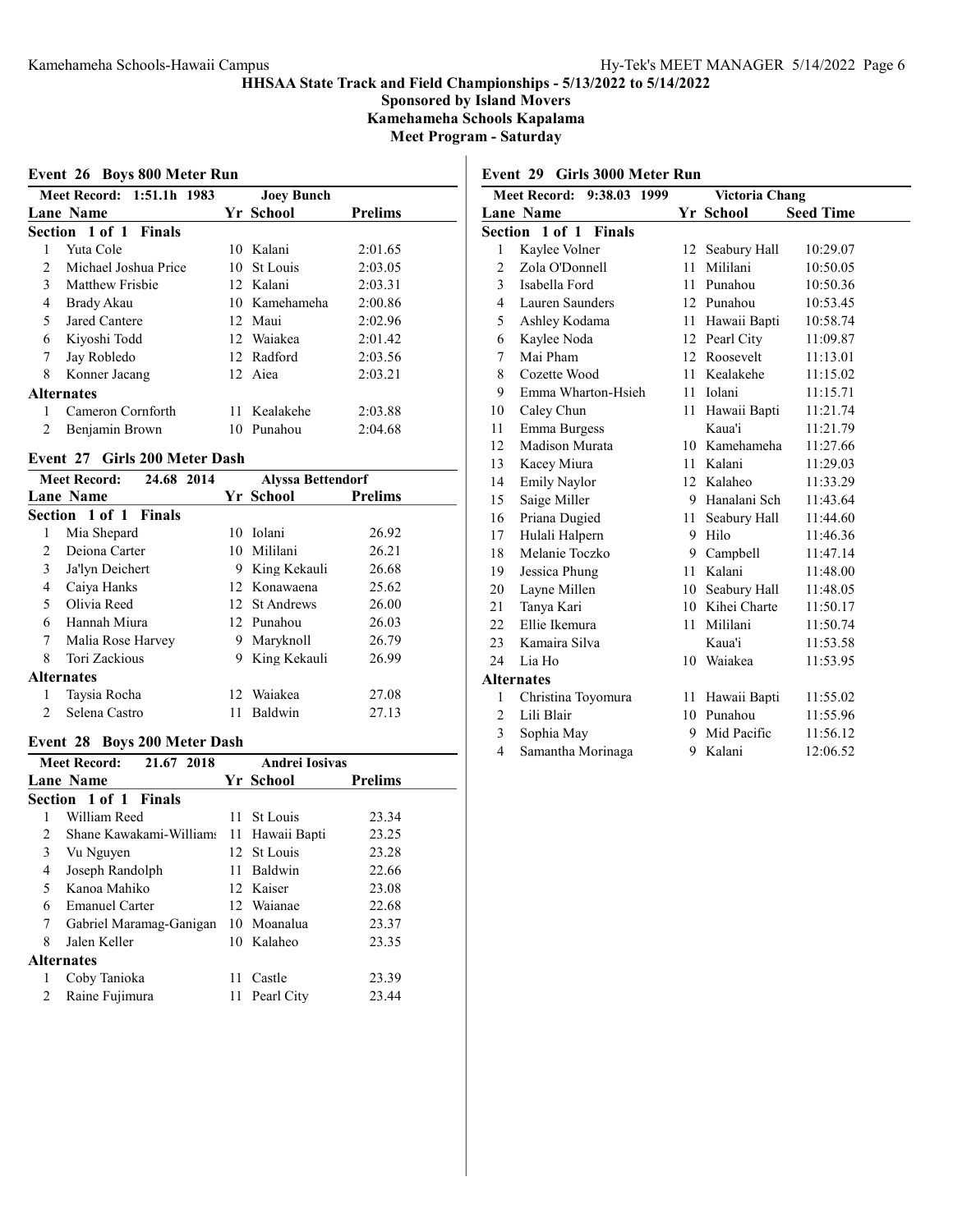**HHSAA State Track and Field Championships - 5/13/2022 to 5/14/2022**
**Sponsored by Island Movers**
**Kamehameha Schools Kapalama**
**Meet Program - Saturday**

## Event 26 Boys 800 Meter Run

Meet Record: 1:51.1h 1983 Joey Bunch

| Lane | Name | Yr | School | Prelims |
|---|---|---|---|---|
| **Section 1 of 1 Finals** | | | | |
| 1 | Yuta Cole | 10 | Kalani | 2:01.65 |
| 2 | Michael Joshua Price | 10 | St Louis | 2:03.05 |
| 3 | Matthew Frisbie | 12 | Kalani | 2:03.31 |
| 4 | Brady Akau | 10 | Kamehameha | 2:00.86 |
| 5 | Jared Cantere | 12 | Maui | 2:02.96 |
| 6 | Kiyoshi Todd | 12 | Waiakea | 2:01.42 |
| 7 | Jay Robledo | 12 | Radford | 2:03.56 |
| 8 | Konner Jacang | 12 | Aiea | 2:03.21 |
| **Alternates** | | | | |
| 1 | Cameron Cornforth | 11 | Kealakehe | 2:03.88 |
| 2 | Benjamin Brown | 10 | Punahou | 2:04.68 |

## Event 27 Girls 200 Meter Dash

Meet Record: 24.68 2014 Alyssa Bettendorf

| Lane | Name | Yr | School | Prelims |
|---|---|---|---|---|
| **Section 1 of 1 Finals** | | | | |
| 1 | Mia Shepard | 10 | Iolani | 26.92 |
| 2 | Deiona Carter | 10 | Mililani | 26.21 |
| 3 | Ja'lyn Deichert | 9 | King Kekauli | 26.68 |
| 4 | Caiya Hanks | 12 | Konawaena | 25.62 |
| 5 | Olivia Reed | 12 | St Andrews | 26.00 |
| 6 | Hannah Miura | 12 | Punahou | 26.03 |
| 7 | Malia Rose Harvey | 9 | Maryknoll | 26.79 |
| 8 | Tori Zackious | 9 | King Kekauli | 26.99 |
| **Alternates** | | | | |
| 1 | Taysia Rocha | 12 | Waiakea | 27.08 |
| 2 | Selena Castro | 11 | Baldwin | 27.13 |

## Event 28 Boys 200 Meter Dash

Meet Record: 21.67 2018 Andrei Iosivas

| Lane | Name | Yr | School | Prelims |
|---|---|---|---|---|
| **Section 1 of 1 Finals** | | | | |
| 1 | William Reed | 11 | St Louis | 23.34 |
| 2 | Shane Kawakami-William | 11 | Hawaii Bapti | 23.25 |
| 3 | Vu Nguyen | 12 | St Louis | 23.28 |
| 4 | Joseph Randolph | 11 | Baldwin | 22.66 |
| 5 | Kanoa Mahiko | 12 | Kaiser | 23.08 |
| 6 | Emanuel Carter | 12 | Waianae | 22.68 |
| 7 | Gabriel Maramag-Ganigan | 10 | Moanalua | 23.37 |
| 8 | Jalen Keller | 10 | Kalaheo | 23.35 |
| **Alternates** | | | | |
| 1 | Coby Tanioka | 11 | Castle | 23.39 |
| 2 | Raine Fujimura | 11 | Pearl City | 23.44 |

## Event 29 Girls 3000 Meter Run

Meet Record: 9:38.03 1999 Victoria Chang

| Lane | Name | Yr | School | Seed Time |
|---|---|---|---|---|
| **Section 1 of 1 Finals** | | | | |
| 1 | Kaylee Volner | 12 | Seabury Hall | 10:29.07 |
| 2 | Zola O'Donnell | 11 | Mililani | 10:50.05 |
| 3 | Isabella Ford | 11 | Punahou | 10:50.36 |
| 4 | Lauren Saunders | 12 | Punahou | 10:53.45 |
| 5 | Ashley Kodama | 11 | Hawaii Bapti | 10:58.74 |
| 6 | Kaylee Noda | 12 | Pearl City | 11:09.87 |
| 7 | Mai Pham | 12 | Roosevelt | 11:13.01 |
| 8 | Cozette Wood | 11 | Kealakehe | 11:15.02 |
| 9 | Emma Wharton-Hsieh | 11 | Iolani | 11:15.71 |
| 10 | Caley Chun | 11 | Hawaii Bapti | 11:21.74 |
| 11 | Emma Burgess | | Kaua'i | 11:21.79 |
| 12 | Madison Murata | 10 | Kamehameha | 11:27.66 |
| 13 | Kacey Miura | 11 | Kalani | 11:29.03 |
| 14 | Emily Naylor | 12 | Kalaheo | 11:33.29 |
| 15 | Saige Miller | 9 | Hanalani Sch | 11:43.64 |
| 16 | Priana Dugied | 11 | Seabury Hall | 11:44.60 |
| 17 | Hulali Halpern | 9 | Hilo | 11:46.36 |
| 18 | Melanie Toczko | 9 | Campbell | 11:47.14 |
| 19 | Jessica Phung | 11 | Kalani | 11:48.00 |
| 20 | Layne Millen | 10 | Seabury Hall | 11:48.05 |
| 21 | Tanya Kari | 10 | Kihei Charte | 11:50.17 |
| 22 | Ellie Ikemura | 11 | Mililani | 11:50.74 |
| 23 | Kamaira Silva | | Kaua'i | 11:53.58 |
| 24 | Lia Ho | 10 | Waiakea | 11:53.95 |
| **Alternates** | | | | |
| 1 | Christina Toyomura | 11 | Hawaii Bapti | 11:55.02 |
| 2 | Lili Blair | 10 | Punahou | 11:55.96 |
| 3 | Sophia May | 9 | Mid Pacific | 11:56.12 |
| 4 | Samantha Morinaga | 9 | Kalani | 12:06.52 |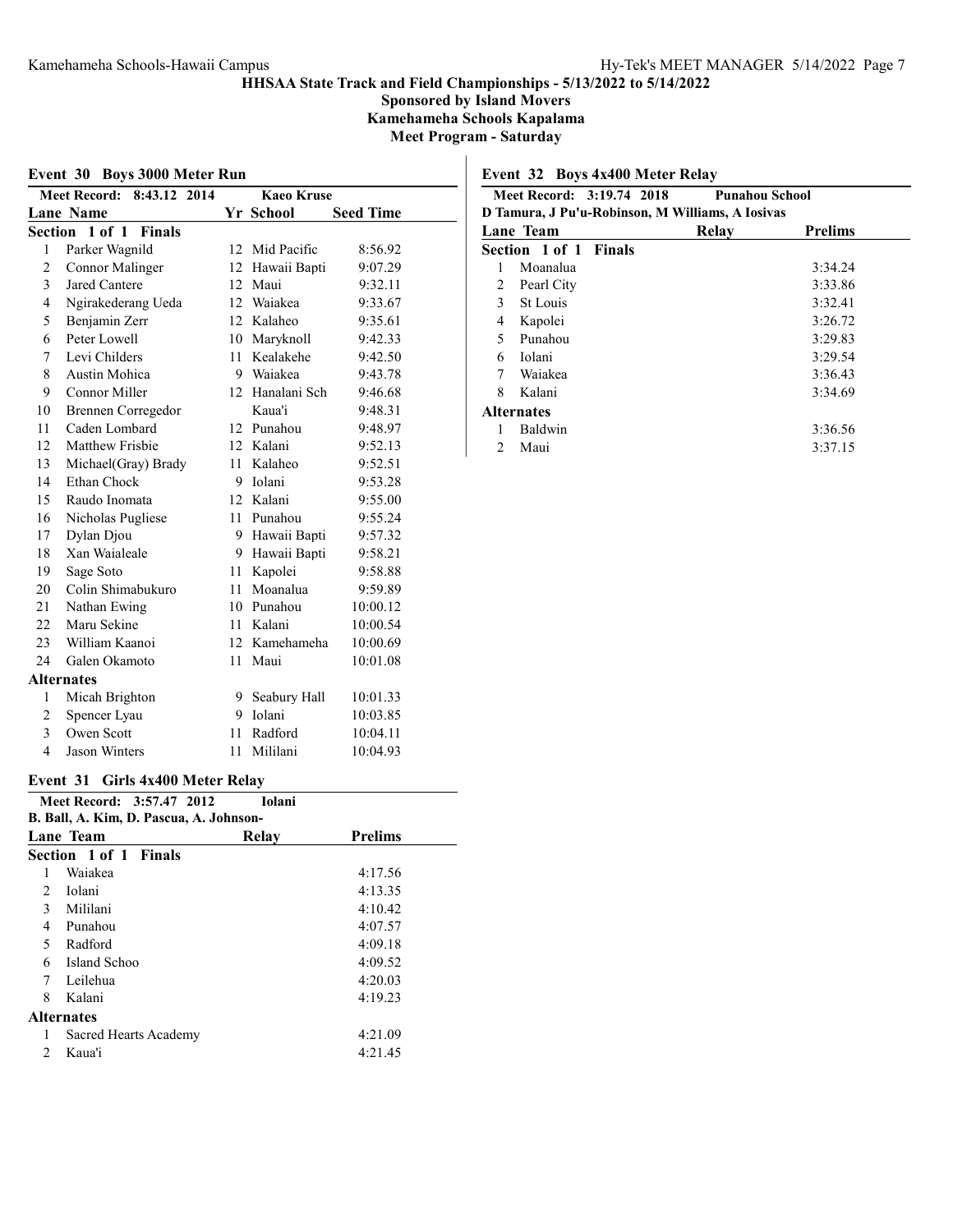# HHSAA State Track and Field Championships - 5/13/2022 to 5/14/2022

**Sponsored by Island Movers**

**Kamehameha Schools Kapalama**

**Meet Program - Saturday**

## Event 30 Boys 3000 Meter Run

**Meet Record: 8:43.12 2014 Kaeo Kruse**

| Lane | Name | Yr | School | Seed Time |
|---|---|---|---|---|
| **Section 1 of 1 Finals** | | | | |
| 1 | Parker Wagnild | 12 | Mid Pacific | 8:56.92 |
| 2 | Connor Malinger | 12 | Hawaii Bapti | 9:07.29 |
| 3 | Jared Cantere | 12 | Maui | 9:32.11 |
| 4 | Ngirakederang Ueda | 12 | Waiakea | 9:33.67 |
| 5 | Benjamin Zerr | 12 | Kalaheo | 9:35.61 |
| 6 | Peter Lowell | 10 | Maryknoll | 9:42.33 |
| 7 | Levi Childers | 11 | Kealakehe | 9:42.50 |
| 8 | Austin Mohica | 9 | Waiakea | 9:43.78 |
| 9 | Connor Miller | 12 | Hanalani Sch | 9:46.68 |
| 10 | Brennen Corregedor | | Kaua'i | 9:48.31 |
| 11 | Caden Lombard | 12 | Punahou | 9:48.97 |
| 12 | Matthew Frisbie | 12 | Kalani | 9:52.13 |
| 13 | Michael(Gray) Brady | 11 | Kalaheo | 9:52.51 |
| 14 | Ethan Chock | 9 | Iolani | 9:53.28 |
| 15 | Raudo Inomata | 12 | Kalani | 9:55.00 |
| 16 | Nicholas Pugliese | 11 | Punahou | 9:55.24 |
| 17 | Dylan Djou | 9 | Hawaii Bapti | 9:57.32 |
| 18 | Xan Waialeale | 9 | Hawaii Bapti | 9:58.21 |
| 19 | Sage Soto | 11 | Kapolei | 9:58.88 |
| 20 | Colin Shimabukuro | 11 | Moanalua | 9:59.89 |
| 21 | Nathan Ewing | 10 | Punahou | 10:00.12 |
| 22 | Maru Sekine | 11 | Kalani | 10:00.54 |
| 23 | William Kaanoi | 12 | Kamehameha | 10:00.69 |
| 24 | Galen Okamoto | 11 | Maui | 10:01.08 |
| **Alternates** | | | | |
| 1 | Micah Brighton | 9 | Seabury Hall | 10:01.33 |
| 2 | Spencer Lyau | 9 | Iolani | 10:03.85 |
| 3 | Owen Scott | 11 | Radford | 10:04.11 |
| 4 | Jason Winters | 11 | Mililani | 10:04.93 |

## Event 31 Girls 4x400 Meter Relay

**Meet Record: 3:57.47 2012 Iolani**

**B. Ball, A. Kim, D. Pascua, A. Johnson-**

| Lane | Team | Relay | Prelims |
|---|---|---|---|
| **Section 1 of 1 Finals** | | | |
| 1 | Waiakea | | 4:17.56 |
| 2 | Iolani | | 4:13.35 |
| 3 | Mililani | | 4:10.42 |
| 4 | Punahou | | 4:07.57 |
| 5 | Radford | | 4:09.18 |
| 6 | Island Schoo | | 4:09.52 |
| 7 | Leilehua | | 4:20.03 |
| 8 | Kalani | | 4:19.23 |
| **Alternates** | | | |
| 1 | Sacred Hearts Academy | | 4:21.09 |
| 2 | Kaua'i | | 4:21.45 |

## Event 32 Boys 4x400 Meter Relay

**Meet Record: 3:19.74 2018 Punahou School**

**D Tamura, J Pu'u-Robinson, M Williams, A Iosivas**

| Lane | Team | Relay | Prelims |
|---|---|---|---|
| **Section 1 of 1 Finals** | | | |
| 1 | Moanalua | | 3:34.24 |
| 2 | Pearl City | | 3:33.86 |
| 3 | St Louis | | 3:32.41 |
| 4 | Kapolei | | 3:26.72 |
| 5 | Punahou | | 3:29.83 |
| 6 | Iolani | | 3:29.54 |
| 7 | Waiakea | | 3:36.43 |
| 8 | Kalani | | 3:34.69 |
| **Alternates** | | | |
| 1 | Baldwin | | 3:36.56 |
| 2 | Maui | | 3:37.15 |